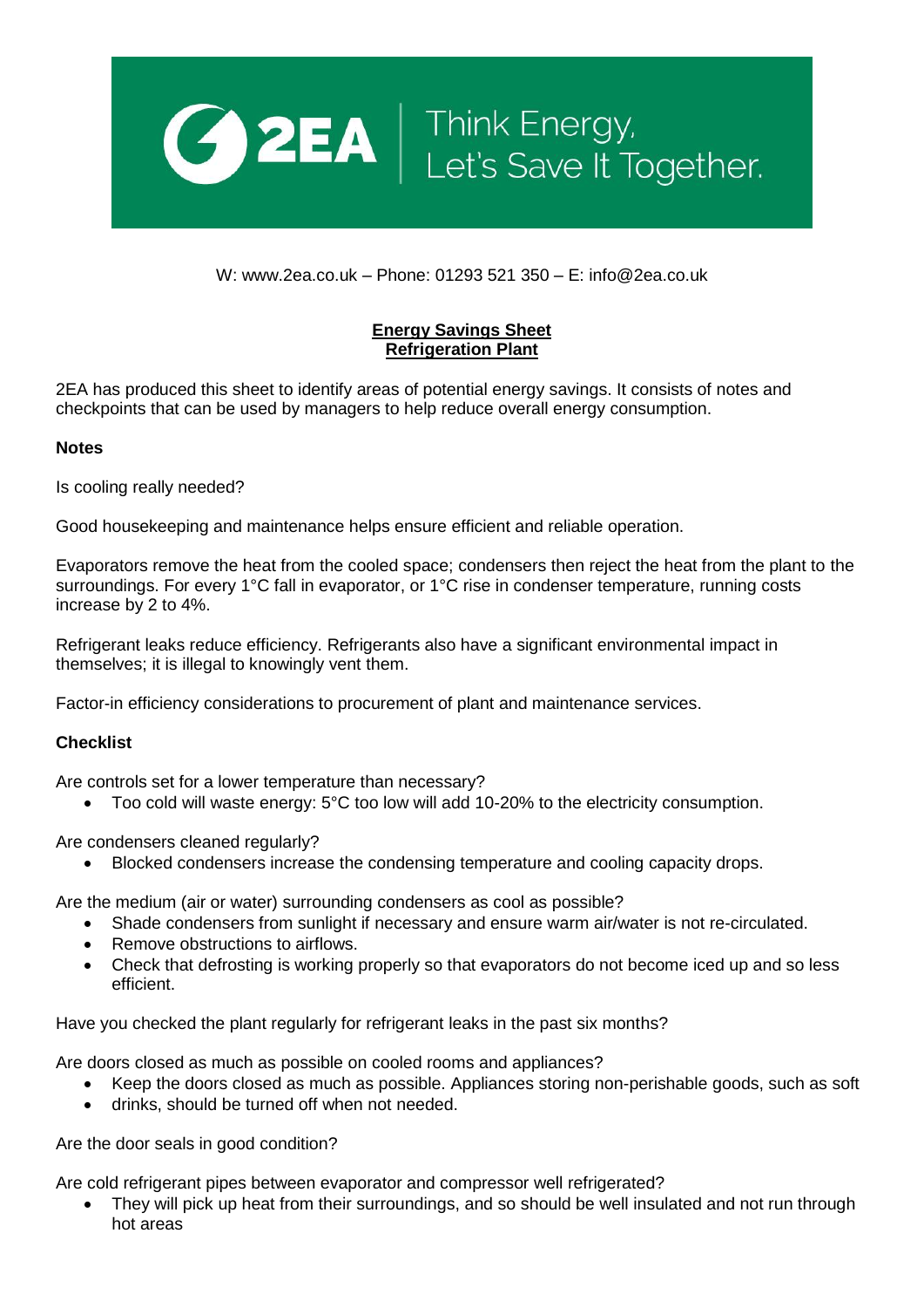2EA | Think Energy, Let's Save It Together.

W: www.2ea.co.uk – Phone: 01293 521 350 – E: info@2ea.co.uk

# Energy Savings Sheet
# Refrigeration Plant

2EA has produced this sheet to identify areas of potential energy savings. It consists of notes and checkpoints that can be used by managers to help reduce overall energy consumption.

**Notes**

Is cooling really needed?

Good housekeeping and maintenance helps ensure efficient and reliable operation.

Evaporators remove the heat from the cooled space; condensers then reject the heat from the plant to the surroundings. For every 1°C fall in evaporator, or 1°C rise in condenser temperature, running costs increase by 2 to 4%.

Refrigerant leaks reduce efficiency. Refrigerants also have a significant environmental impact in themselves; it is illegal to knowingly vent them.

Factor-in efficiency considerations to procurement of plant and maintenance services.

**Checklist**

Are controls set for a lower temperature than necessary?

- Too cold will waste energy: 5°C too low will add 10-20% to the electricity consumption.

Are condensers cleaned regularly?

- Blocked condensers increase the condensing temperature and cooling capacity drops.

Are the medium (air or water) surrounding condensers as cool as possible?

- Shade condensers from sunlight if necessary and ensure warm air/water is not re-circulated.
- Remove obstructions to airflows.
- Check that defrosting is working properly so that evaporators do not become iced up and so less efficient.

Have you checked the plant regularly for refrigerant leaks in the past six months?

Are doors closed as much as possible on cooled rooms and appliances?

- Keep the doors closed as much as possible. Appliances storing non-perishable goods, such as soft
- drinks, should be turned off when not needed.

Are the door seals in good condition?

Are cold refrigerant pipes between evaporator and compressor well refrigerated?

- They will pick up heat from their surroundings, and so should be well insulated and not run through hot areas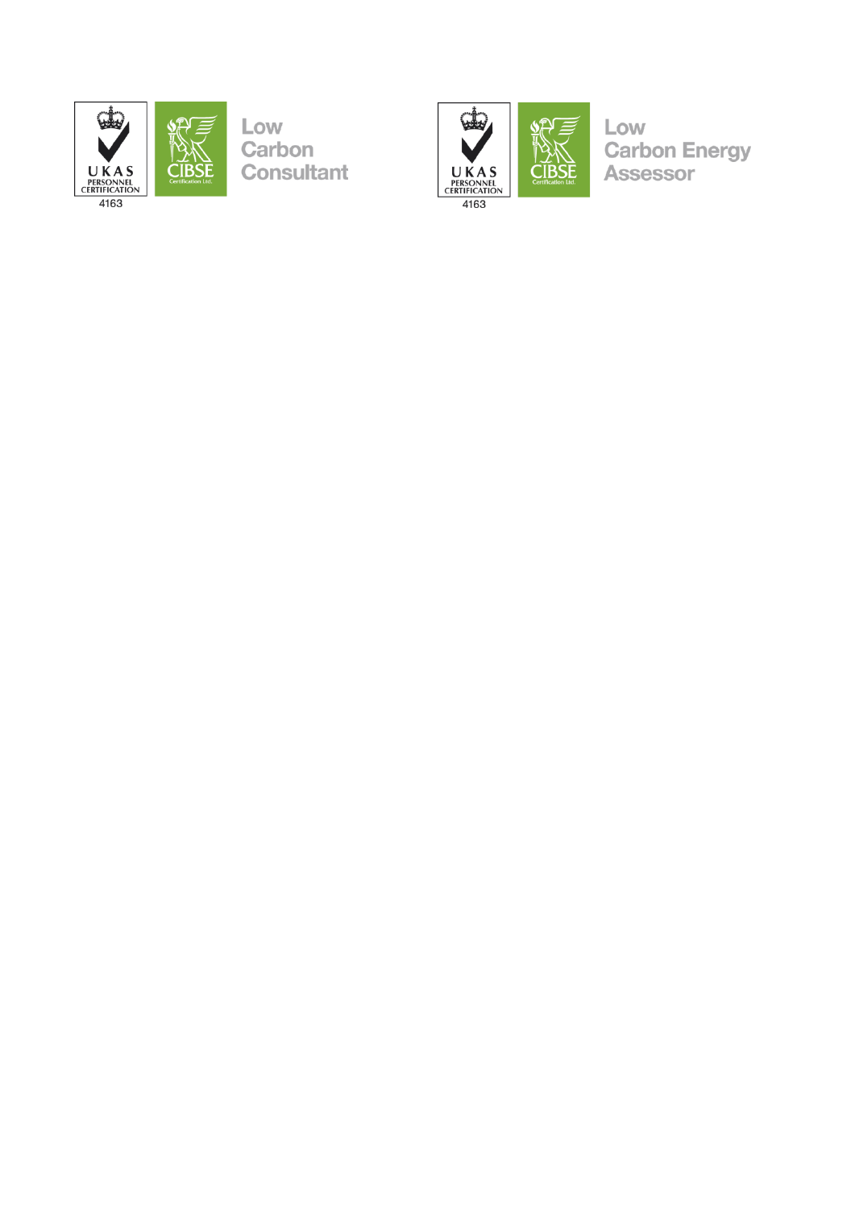UKAS PERSONNEL CERTIFICATION 4163

CIBSE Certification Ltd.

Low Carbon Consultant

UKAS PERSONNEL CERTIFICATION 4163

CIBSE Certification Ltd.

Low Carbon Energy Assessor